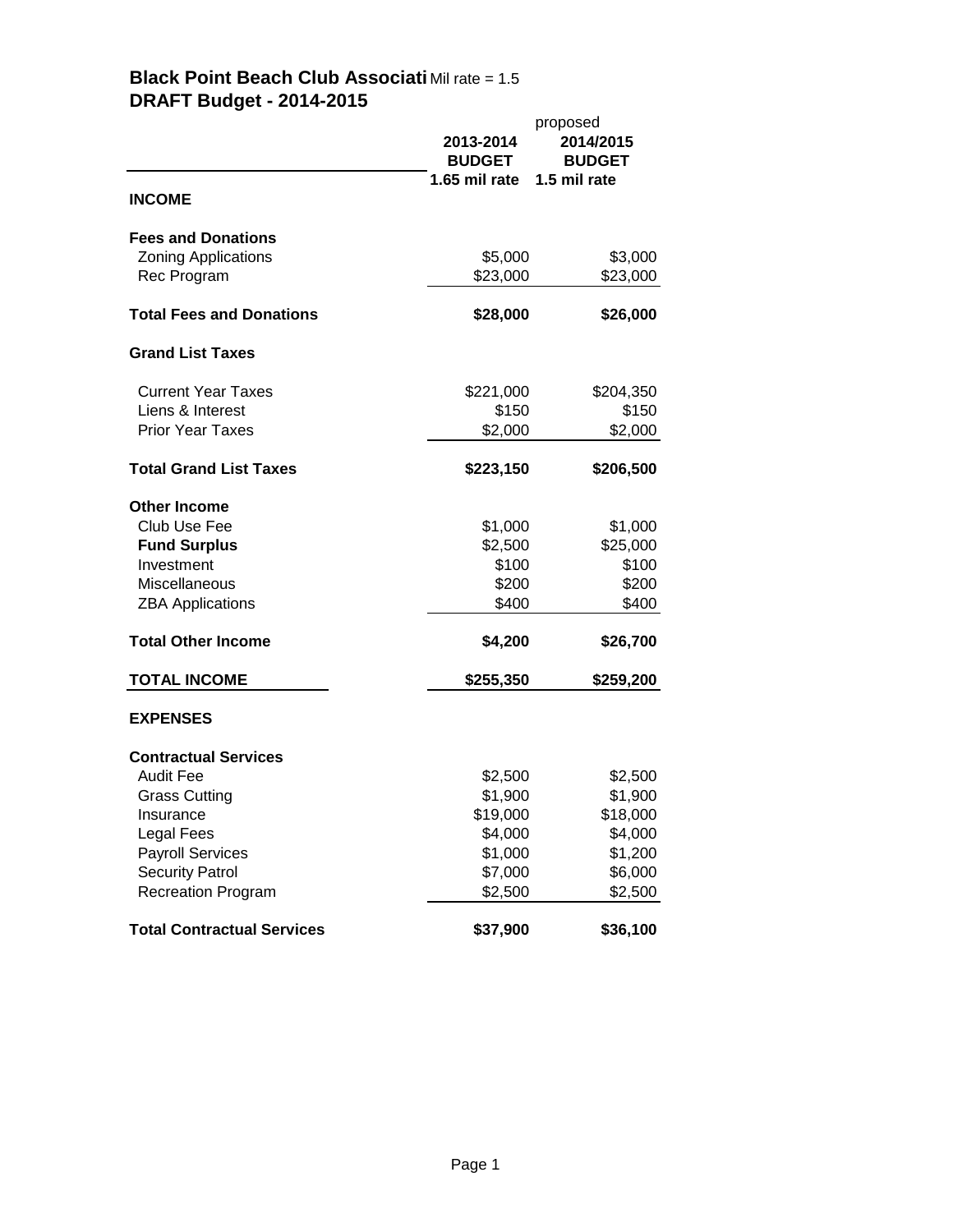**Black Point Beach Club Associati** Mil rate = 1.5
**DRAFT Budget - 2014-2015**

| | **2013-2014 BUDGET 1.65 mil rate** | proposed **2014/2015 BUDGET 1.5 mil rate** |
|---|---|---|
| **INCOME** | | |
| **Fees and Donations** | | |
| Zoning Applications | $5,000 | $3,000 |
| Rec Program | $23,000 | $23,000 |
| **Total Fees and Donations** | **$28,000** | **$26,000** |
| **Grand List Taxes** | | |
| Current Year Taxes | $221,000 | $204,350 |
| Liens & Interest | $150 | $150 |
| Prior Year Taxes | $2,000 | $2,000 |
| **Total Grand List Taxes** | **$223,150** | **$206,500** |
| **Other Income** | | |
| Club Use Fee | $1,000 | $1,000 |
| **Fund Surplus** | $2,500 | $25,000 |
| Investment | $100 | $100 |
| Miscellaneous | $200 | $200 |
| ZBA Applications | $400 | $400 |
| **Total Other Income** | **$4,200** | **$26,700** |
| **TOTAL INCOME** | **$255,350** | **$259,200** |
| **EXPENSES** | | |
| **Contractual Services** | | |
| Audit Fee | $2,500 | $2,500 |
| Grass Cutting | $1,900 | $1,900 |
| Insurance | $19,000 | $18,000 |
| Legal Fees | $4,000 | $4,000 |
| Payroll Services | $1,000 | $1,200 |
| Security Patrol | $7,000 | $6,000 |
| Recreation Program | $2,500 | $2,500 |
| **Total Contractual Services** | **$37,900** | **$36,100** |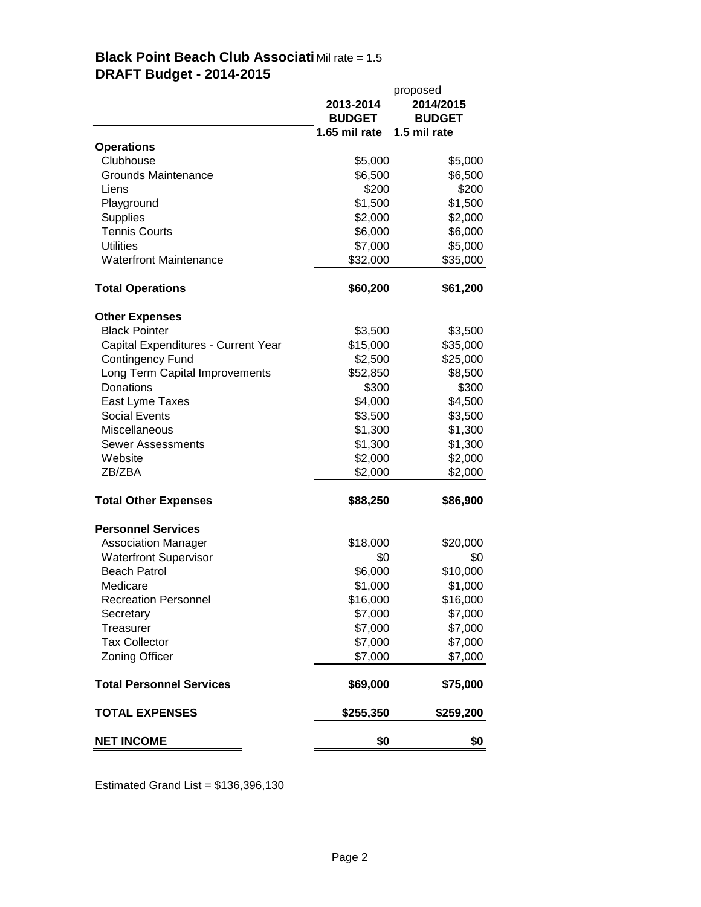**Black Point Beach Club Associati** Mil rate = 1.5
**DRAFT Budget - 2014-2015**

| | 2013-2014 BUDGET | proposed 2014/2015 BUDGET |
|---|---|---|
| | **1.65 mil rate** | **1.5 mil rate** |
| **Operations** | | |
| Clubhouse | $5,000 | $5,000 |
| Grounds Maintenance | $6,500 | $6,500 |
| Liens | $200 | $200 |
| Playground | $1,500 | $1,500 |
| Supplies | $2,000 | $2,000 |
| Tennis Courts | $6,000 | $6,000 |
| Utilities | $7,000 | $5,000 |
| Waterfront Maintenance | $32,000 | $35,000 |
| **Total Operations** | **$60,200** | **$61,200** |
| **Other Expenses** | | |
| Black Pointer | $3,500 | $3,500 |
| Capital Expenditures - Current Year | $15,000 | $35,000 |
| Contingency Fund | $2,500 | $25,000 |
| Long Term Capital Improvements | $52,850 | $8,500 |
| Donations | $300 | $300 |
| East Lyme Taxes | $4,000 | $4,500 |
| Social Events | $3,500 | $3,500 |
| Miscellaneous | $1,300 | $1,300 |
| Sewer Assessments | $1,300 | $1,300 |
| Website | $2,000 | $2,000 |
| ZB/ZBA | $2,000 | $2,000 |
| **Total Other Expenses** | **$88,250** | **$86,900** |
| **Personnel Services** | | |
| Association Manager | $18,000 | $20,000 |
| Waterfront Supervisor | $0 | $0 |
| Beach Patrol | $6,000 | $10,000 |
| Medicare | $1,000 | $1,000 |
| Recreation Personnel | $16,000 | $16,000 |
| Secretary | $7,000 | $7,000 |
| Treasurer | $7,000 | $7,000 |
| Tax Collector | $7,000 | $7,000 |
| Zoning Officer | $7,000 | $7,000 |
| **Total Personnel Services** | **$69,000** | **$75,000** |
| **TOTAL EXPENSES** | **$255,350** | **$259,200** |
| **NET INCOME** | **$0** | **$0** |

Estimated Grand List = $136,396,130